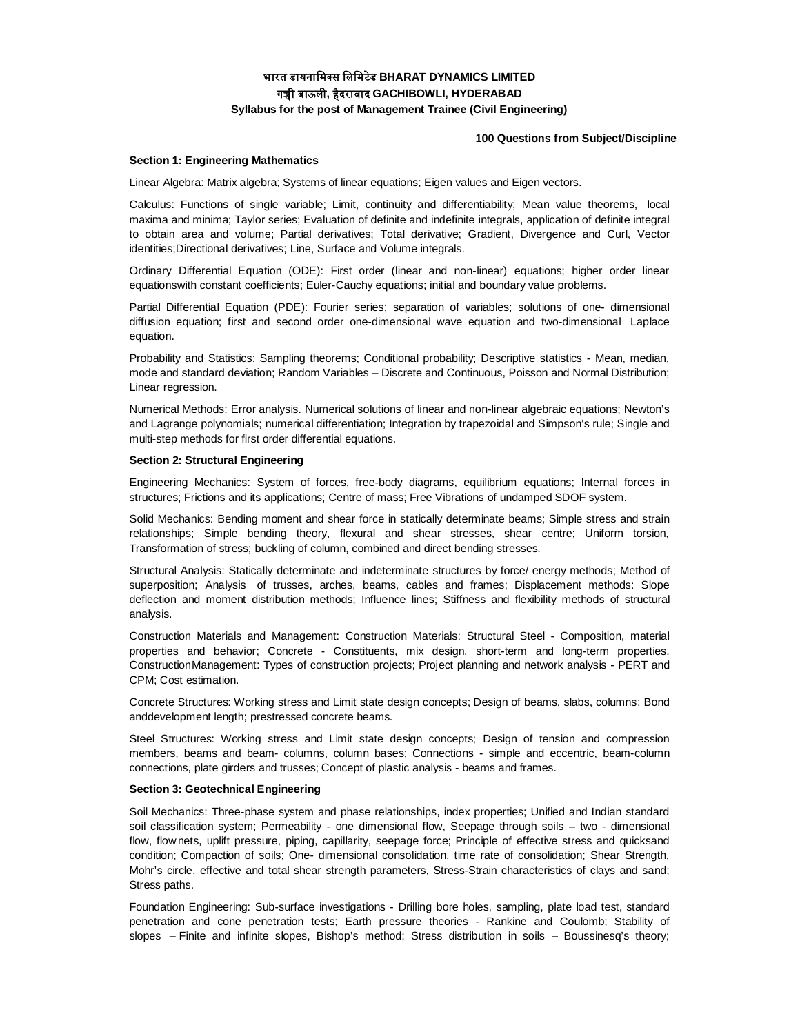**भारत डायनामिक्स लिमिटेड BHARAT DYNAMICS LIMITED**
**गच्ची बाऊली, हैदराबाद GACHIBOWLI, HYDERABAD**
**Syllabus for the post of Management Trainee (Civil Engineering)**

**100 Questions from Subject/Discipline**

## Section 1: Engineering Mathematics

Linear Algebra: Matrix algebra; Systems of linear equations; Eigen values and Eigen vectors.

Calculus: Functions of single variable; Limit, continuity and differentiability; Mean value theorems, local maxima and minima; Taylor series; Evaluation of definite and indefinite integrals, application of definite integral to obtain area and volume; Partial derivatives; Total derivative; Gradient, Divergence and Curl, Vector identities;Directional derivatives; Line, Surface and Volume integrals.

Ordinary Differential Equation (ODE): First order (linear and non-linear) equations; higher order linear equationswith constant coefficients; Euler-Cauchy equations; initial and boundary value problems.

Partial Differential Equation (PDE): Fourier series; separation of variables; solutions of one- dimensional diffusion equation; first and second order one-dimensional wave equation and two-dimensional Laplace equation.

Probability and Statistics: Sampling theorems; Conditional probability; Descriptive statistics - Mean, median, mode and standard deviation; Random Variables – Discrete and Continuous, Poisson and Normal Distribution; Linear regression.

Numerical Methods: Error analysis. Numerical solutions of linear and non-linear algebraic equations; Newton's and Lagrange polynomials; numerical differentiation; Integration by trapezoidal and Simpson's rule; Single and multi-step methods for first order differential equations.

## Section 2: Structural Engineering

Engineering Mechanics: System of forces, free-body diagrams, equilibrium equations; Internal forces in structures; Frictions and its applications; Centre of mass; Free Vibrations of undamped SDOF system.

Solid Mechanics: Bending moment and shear force in statically determinate beams; Simple stress and strain relationships; Simple bending theory, flexural and shear stresses, shear centre; Uniform torsion, Transformation of stress; buckling of column, combined and direct bending stresses.

Structural Analysis: Statically determinate and indeterminate structures by force/ energy methods; Method of superposition; Analysis of trusses, arches, beams, cables and frames; Displacement methods: Slope deflection and moment distribution methods; Influence lines; Stiffness and flexibility methods of structural analysis.

Construction Materials and Management: Construction Materials: Structural Steel - Composition, material properties and behavior; Concrete - Constituents, mix design, short-term and long-term properties. ConstructionManagement: Types of construction projects; Project planning and network analysis - PERT and CPM; Cost estimation.

Concrete Structures: Working stress and Limit state design concepts; Design of beams, slabs, columns; Bond anddevelopment length; prestressed concrete beams.

Steel Structures: Working stress and Limit state design concepts; Design of tension and compression members, beams and beam- columns, column bases; Connections - simple and eccentric, beam-column connections, plate girders and trusses; Concept of plastic analysis - beams and frames.

## Section 3: Geotechnical Engineering

Soil Mechanics: Three-phase system and phase relationships, index properties; Unified and Indian standard soil classification system; Permeability - one dimensional flow, Seepage through soils – two - dimensional flow, flow nets, uplift pressure, piping, capillarity, seepage force; Principle of effective stress and quicksand condition; Compaction of soils; One- dimensional consolidation, time rate of consolidation; Shear Strength, Mohr's circle, effective and total shear strength parameters, Stress-Strain characteristics of clays and sand; Stress paths.

Foundation Engineering: Sub-surface investigations - Drilling bore holes, sampling, plate load test, standard penetration and cone penetration tests; Earth pressure theories - Rankine and Coulomb; Stability of slopes – Finite and infinite slopes, Bishop's method; Stress distribution in soils – Boussinesq's theory;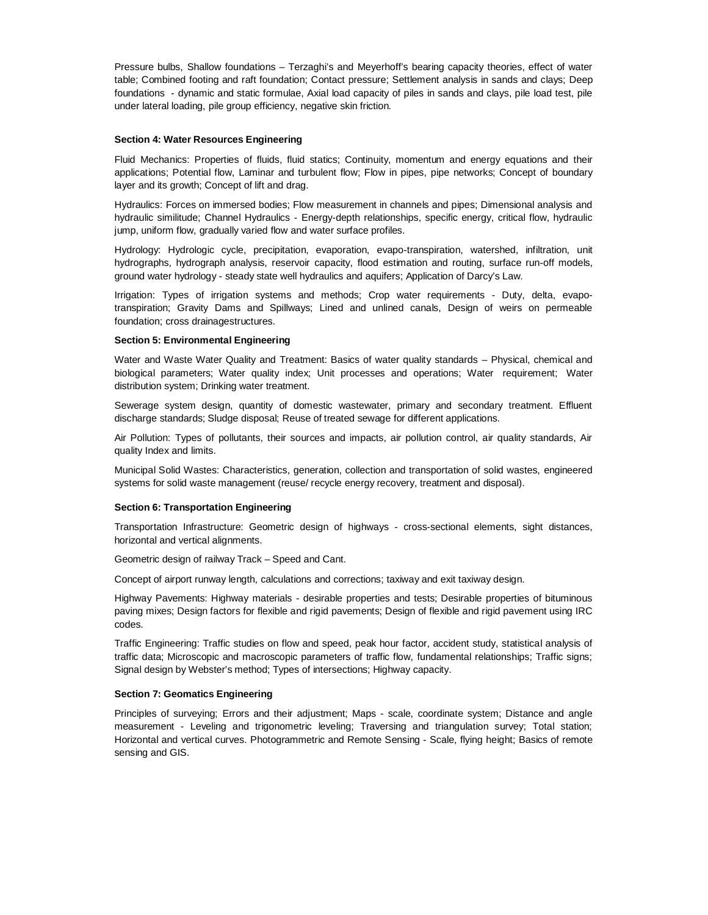Pressure bulbs, Shallow foundations – Terzaghi's and Meyerhoff's bearing capacity theories, effect of water table; Combined footing and raft foundation; Contact pressure; Settlement analysis in sands and clays; Deep foundations - dynamic and static formulae, Axial load capacity of piles in sands and clays, pile load test, pile under lateral loading, pile group efficiency, negative skin friction.

**Section 4: Water Resources Engineering**

Fluid Mechanics: Properties of fluids, fluid statics; Continuity, momentum and energy equations and their applications; Potential flow, Laminar and turbulent flow; Flow in pipes, pipe networks; Concept of boundary layer and its growth; Concept of lift and drag.

Hydraulics: Forces on immersed bodies; Flow measurement in channels and pipes; Dimensional analysis and hydraulic similitude; Channel Hydraulics - Energy-depth relationships, specific energy, critical flow, hydraulic jump, uniform flow, gradually varied flow and water surface profiles.

Hydrology: Hydrologic cycle, precipitation, evaporation, evapo-transpiration, watershed, infiltration, unit hydrographs, hydrograph analysis, reservoir capacity, flood estimation and routing, surface run-off models, ground water hydrology - steady state well hydraulics and aquifers; Application of Darcy's Law.

Irrigation: Types of irrigation systems and methods; Crop water requirements - Duty, delta, evapo-transpiration; Gravity Dams and Spillways; Lined and unlined canals, Design of weirs on permeable foundation; cross drainagestructures.

**Section 5: Environmental Engineering**

Water and Waste Water Quality and Treatment: Basics of water quality standards – Physical, chemical and biological parameters; Water quality index; Unit processes and operations; Water requirement; Water distribution system; Drinking water treatment.

Sewerage system design, quantity of domestic wastewater, primary and secondary treatment. Effluent discharge standards; Sludge disposal; Reuse of treated sewage for different applications.

Air Pollution: Types of pollutants, their sources and impacts, air pollution control, air quality standards, Air quality Index and limits.

Municipal Solid Wastes: Characteristics, generation, collection and transportation of solid wastes, engineered systems for solid waste management (reuse/ recycle energy recovery, treatment and disposal).

**Section 6: Transportation Engineering**

Transportation Infrastructure: Geometric design of highways - cross-sectional elements, sight distances, horizontal and vertical alignments.

Geometric design of railway Track – Speed and Cant.

Concept of airport runway length, calculations and corrections; taxiway and exit taxiway design.

Highway Pavements: Highway materials - desirable properties and tests; Desirable properties of bituminous paving mixes; Design factors for flexible and rigid pavements; Design of flexible and rigid pavement using IRC codes.

Traffic Engineering: Traffic studies on flow and speed, peak hour factor, accident study, statistical analysis of traffic data; Microscopic and macroscopic parameters of traffic flow, fundamental relationships; Traffic signs; Signal design by Webster's method; Types of intersections; Highway capacity.

**Section 7: Geomatics Engineering**

Principles of surveying; Errors and their adjustment; Maps - scale, coordinate system; Distance and angle measurement - Leveling and trigonometric leveling; Traversing and triangulation survey; Total station; Horizontal and vertical curves. Photogrammetric and Remote Sensing - Scale, flying height; Basics of remote sensing and GIS.